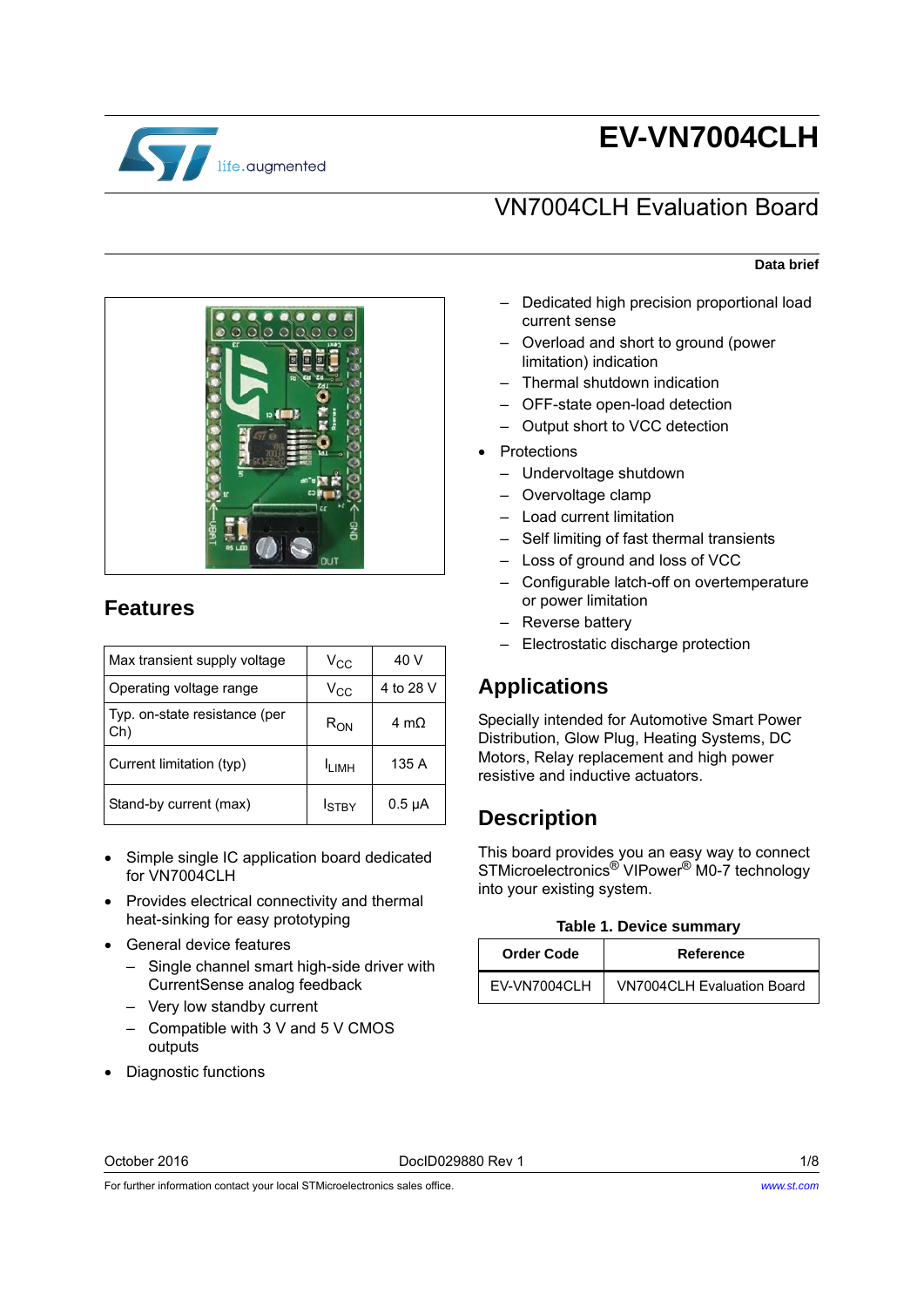# EV-VN7004CLH

## VN7004CLH Evaluation Board

**Data brief**

## Features

| Max transient supply voltage | $V_{CC}$ | 40 V |
|---|---|---|
| Operating voltage range | $V_{CC}$ | 4 to 28 V |
| Typ. on-state resistance (per Ch) | $R_{ON}$ | 4 mΩ |
| Current limitation (typ) | $I_{LIMH}$ | 135 A |
| Stand-by current (max) | $I_{STBY}$ | 0.5 µA |

- Simple single IC application board dedicated for VN7004CLH
- Provides electrical connectivity and thermal heat-sinking for easy prototyping
- General device features
  - Single channel smart high-side driver with CurrentSense analog feedback
  - Very low standby current
  - Compatible with 3 V and 5 V CMOS outputs
- Diagnostic functions
  - Dedicated high precision proportional load current sense
  - Overload and short to ground (power limitation) indication
  - Thermal shutdown indication
  - OFF-state open-load detection
  - Output short to VCC detection
- Protections
  - Undervoltage shutdown
  - Overvoltage clamp
  - Load current limitation
  - Self limiting of fast thermal transients
  - Loss of ground and loss of VCC
  - Configurable latch-off on overtemperature or power limitation
  - Reverse battery
  - Electrostatic discharge protection

## Applications

Specially intended for Automotive Smart Power Distribution, Glow Plug, Heating Systems, DC Motors, Relay replacement and high power resistive and inductive actuators.

## Description

This board provides you an easy way to connect STMicroelectronics® VIPower® M0-7 technology into your existing system.

**Table 1. Device summary**

| Order Code | Reference |
|---|---|
| EV-VN7004CLH | VN7004CLH Evaluation Board |

October 2016 DocID029880 Rev 1

For further information contact your local STMicroelectronics sales office. www.st.com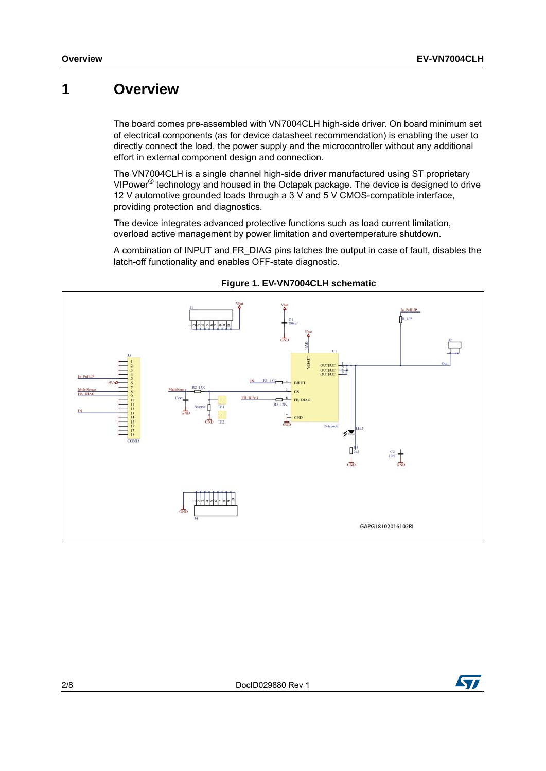# 1 Overview

The board comes pre-assembled with VN7004CLH high-side driver. On board minimum set of electrical components (as for device datasheet recommendation) is enabling the user to directly connect the load, the power supply and the microcontroller without any additional effort in external component design and connection.

The VN7004CLH is a single channel high-side driver manufactured using ST proprietary VIPower® technology and housed in the Octapak package. The device is designed to drive 12 V automotive grounded loads through a 3 V and 5 V CMOS-compatible interface, providing protection and diagnostics.

The device integrates advanced protective functions such as load current limitation, overload active management by power limitation and overtemperature shutdown.

A combination of INPUT and FR_DIAG pins latches the output in case of fault, disables the latch-off functionality and enables OFF-state diagnostic.

**Figure 1. EV-VN7004CLH schematic**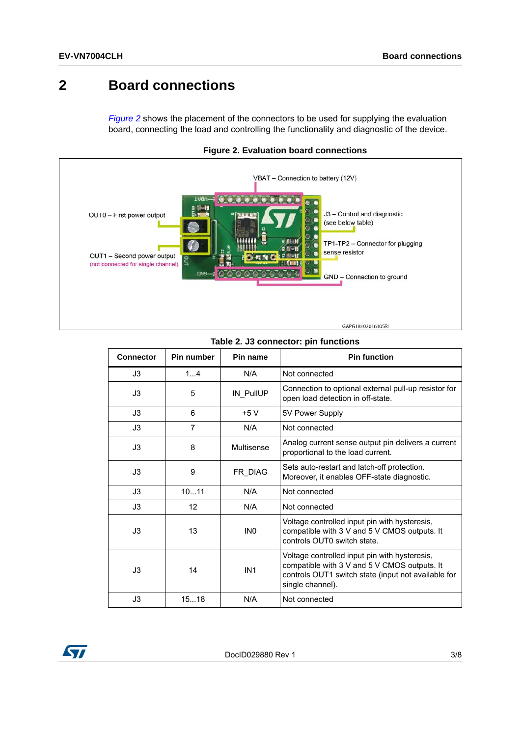# 2 Board connections

*Figure 2* shows the placement of the connectors to be used for supplying the evaluation board, connecting the load and controlling the functionality and diagnostic of the device.

**Figure 2. Evaluation board connections**

VBAT – Connection to battery (12V)

OUT0 – First power output

OUT1 – Second power output (not connected for single channel)

J3 – Control and diagnostic (see below table)

TP1-TP2 – Connector for plugging sense resistor

GND – Connection to ground

GAPG18102016105RI

**Table 2. J3 connector: pin functions**

| Connector | Pin number | Pin name | Pin function |
|---|---|---|---|
| J3 | 1...4 | N/A | Not connected |
| J3 | 5 | IN_PullUP | Connection to optional external pull-up resistor for open load detection in off-state. |
| J3 | 6 | +5 V | 5V Power Supply |
| J3 | 7 | N/A | Not connected |
| J3 | 8 | Multisense | Analog current sense output pin delivers a current proportional to the load current. |
| J3 | 9 | FR_DIAG | Sets auto-restart and latch-off protection. Moreover, it enables OFF-state diagnostic. |
| J3 | 10...11 | N/A | Not connected |
| J3 | 12 | N/A | Not connected |
| J3 | 13 | IN0 | Voltage controlled input pin with hysteresis, compatible with 3 V and 5 V CMOS outputs. It controls OUT0 switch state. |
| J3 | 14 | IN1 | Voltage controlled input pin with hysteresis, compatible with 3 V and 5 V CMOS outputs. It controls OUT1 switch state (input not available for single channel). |
| J3 | 15...18 | N/A | Not connected |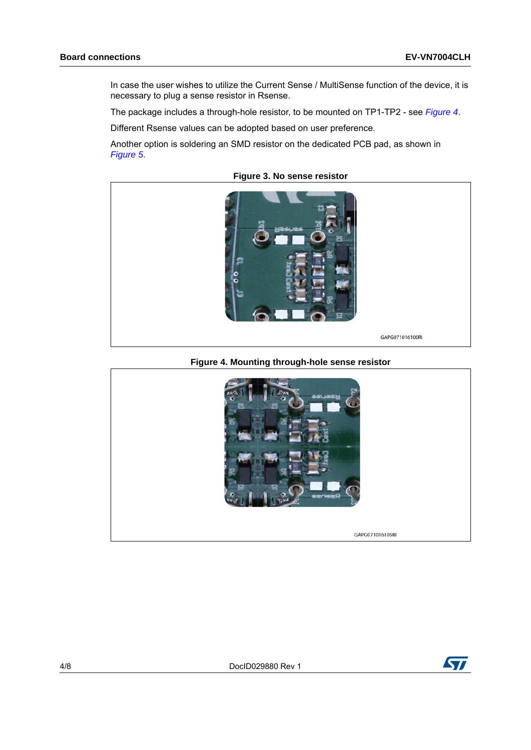In case the user wishes to utilize the Current Sense / MultiSense function of the device, it is necessary to plug a sense resistor in Rsense.

The package includes a through-hole resistor, to be mounted on TP1-TP2 - see *Figure 4*.

Different Rsense values can be adopted based on user preference.

Another option is soldering an SMD resistor on the dedicated PCB pad, as shown in *Figure 5*.

**Figure 3. No sense resistor**

GAPG071016100RI

**Figure 4. Mounting through-hole sense resistor**

GAPG071016105RI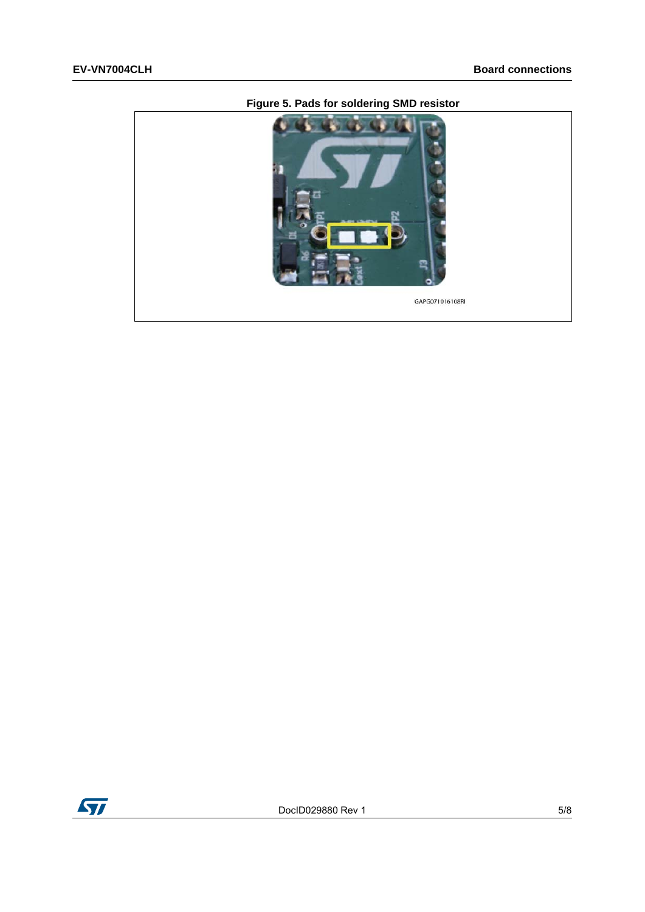**Figure 5. Pads for soldering SMD resistor**

GAPG071016108RI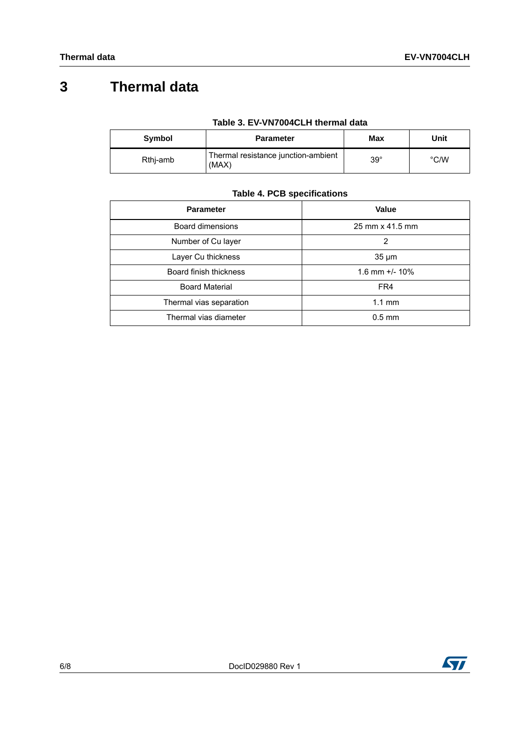# 3 Thermal data

**Table 3. EV-VN7004CLH thermal data**

| Symbol | Parameter | Max | Unit |
|---|---|---|---|
| Rthj-amb | Thermal resistance junction-ambient (MAX) | 39° | °C/W |

**Table 4. PCB specifications**

| Parameter | Value |
|---|---|
| Board dimensions | 25 mm x 41.5 mm |
| Number of Cu layer | 2 |
| Layer Cu thickness | 35 µm |
| Board finish thickness | 1.6 mm +/- 10% |
| Board Material | FR4 |
| Thermal vias separation | 1.1 mm |
| Thermal vias diameter | 0.5 mm |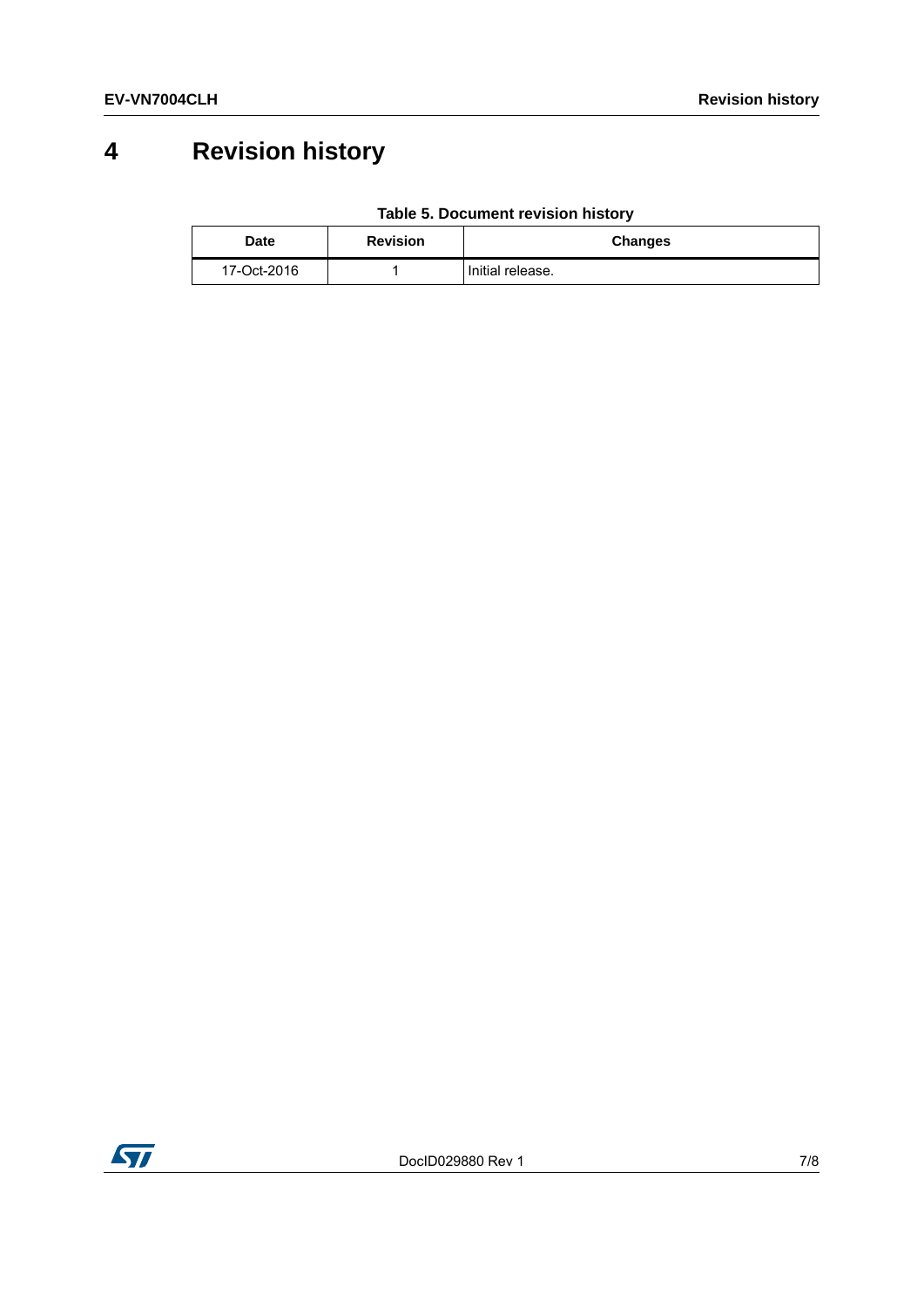# 4 Revision history

**Table 5. Document revision history**

| Date | Revision | Changes |
|---|---|---|
| 17-Oct-2016 | 1 | Initial release. |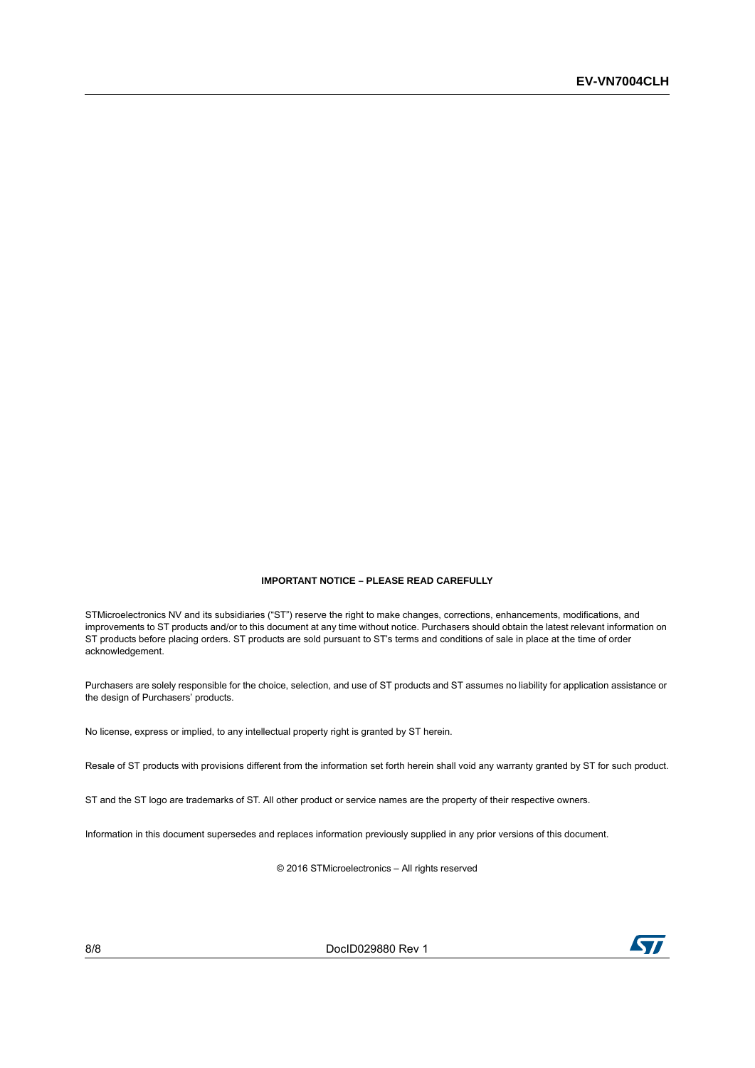**IMPORTANT NOTICE – PLEASE READ CAREFULLY**

STMicroelectronics NV and its subsidiaries (“ST”) reserve the right to make changes, corrections, enhancements, modifications, and improvements to ST products and/or to this document at any time without notice. Purchasers should obtain the latest relevant information on ST products before placing orders. ST products are sold pursuant to ST’s terms and conditions of sale in place at the time of order acknowledgement.

Purchasers are solely responsible for the choice, selection, and use of ST products and ST assumes no liability for application assistance or the design of Purchasers’ products.

No license, express or implied, to any intellectual property right is granted by ST herein.

Resale of ST products with provisions different from the information set forth herein shall void any warranty granted by ST for such product.

ST and the ST logo are trademarks of ST. All other product or service names are the property of their respective owners.

Information in this document supersedes and replaces information previously supplied in any prior versions of this document.

© 2016 STMicroelectronics – All rights reserved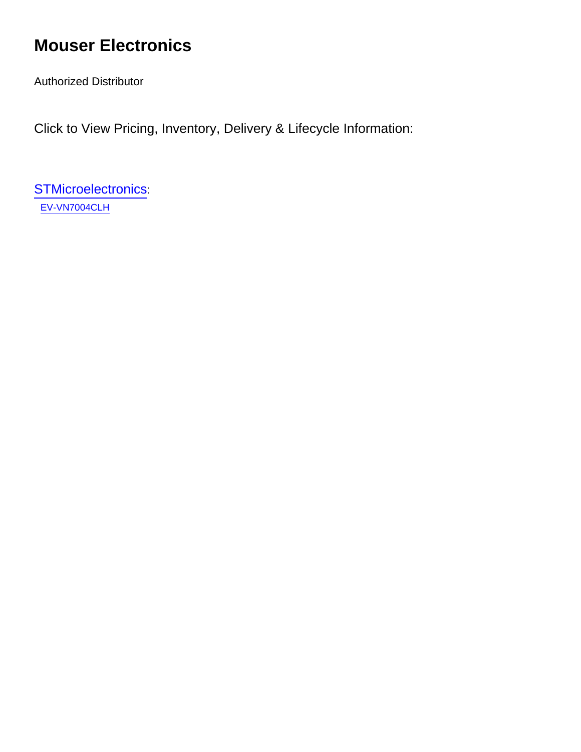# Mouser Electronics

Authorized Distributor

Click to View Pricing, Inventory, Delivery & Lifecycle Information:

STMicroelectronics:

EV-VN7004CLH